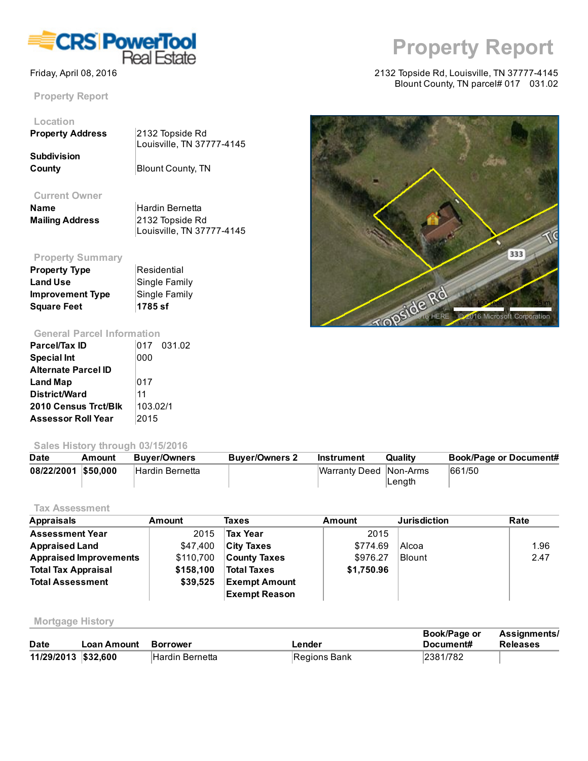# Property Report

Friday, April 08, 2016

2132 Topside Rd, Louisville, TN 37777-4145
Blount County, TN parcel# 017 031.02

## Property Report

### Location

| | |
|---|---|
| **Property Address** | 2132 Topside Rd<br>Louisville, TN 37777-4145 |
| **Subdivision** | |
| **County** | Blount County, TN |

### Current Owner

| | |
|---|---|
| **Name** | Hardin Bernetta |
| **Mailing Address** | 2132 Topside Rd<br>Louisville, TN 37777-4145 |

### Property Summary

| | |
|---|---|
| **Property Type** | Residential |
| **Land Use** | Single Family |
| **Improvement Type** | Single Family |
| **Square Feet** | **1785 sf** |

### General Parcel Information

| | |
|---|---|
| **Parcel/Tax ID** | 017 031.02 |
| **Special Int** | 000 |
| **Alternate Parcel ID** | |
| **Land Map** | 017 |
| **District/Ward** | 11 |
| **2010 Census Trct/Blk** | 103.02/1 |
| **Assessor Roll Year** | 2015 |

### Sales History through 03/15/2016

| Date | Amount | Buyer/Owners | Buyer/Owners 2 | Instrument | Quality | Book/Page or Document# |
|---|---|---|---|---|---|---|
| **08/22/2001** | **$50,000** | Hardin Bernetta | | Warranty Deed | Non-Arms Length | 661/50 |

### Tax Assessment

| Appraisals | Amount | Taxes | Amount | Jurisdiction | Rate |
|---|---|---|---|---|---|
| **Assessment Year** | 2015 | **Tax Year** | 2015 | | |
| **Appraised Land** | $47,400 | **City Taxes** | $774.69 | Alcoa | 1.96 |
| **Appraised Improvements** | $110,700 | **County Taxes** | $976.27 | Blount | 2.47 |
| **Total Tax Appraisal** | **$158,100** | **Total Taxes** | **$1,750.96** | | |
| **Total Assessment** | **$39,525** | **Exempt Amount** | | | |
| | | **Exempt Reason** | | | |

### Mortgage History

| Date | Loan Amount | Borrower | Lender | Book/Page or Document# | Assignments/ Releases |
|---|---|---|---|---|---|
| **11/29/2013** | **$32,600** | Hardin Bernetta | Regions Bank | 2381/782 | |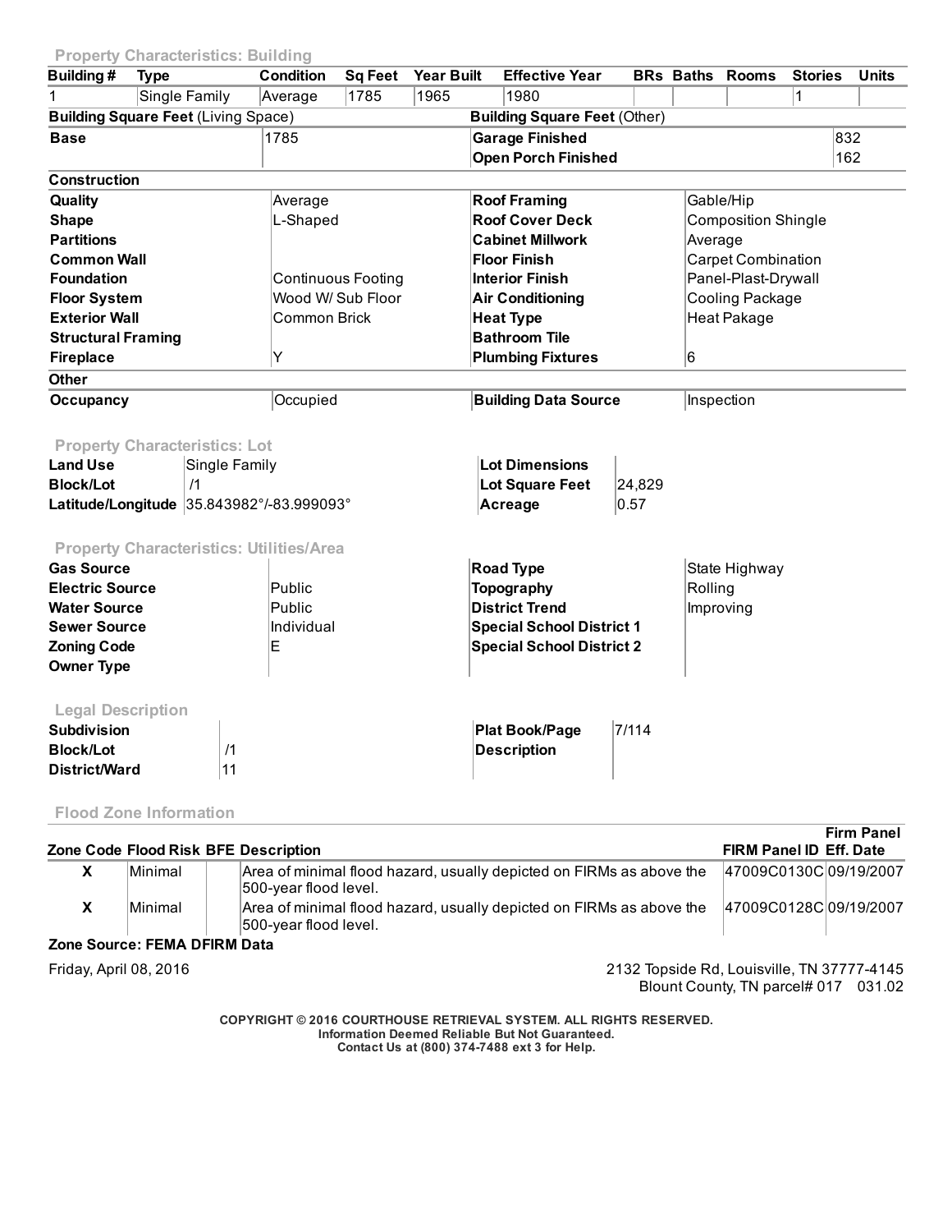## Property Characteristics: Building

| Building # | Type | Condition | Sq Feet | Year Built | Effective Year | BRs | Baths | Rooms | Stories | Units |
|---|---|---|---|---|---|---|---|---|---|---|
| 1 | Single Family | Average | 1785 | 1965 | 1980 | | | | 1 | |

| Building Square Feet (Living Space) | | Building Square Feet (Other) | |
|---|---|---|---|
| **Base** | 1785 | **Garage Finished** | 832 |
| | | **Open Porch Finished** | 162 |

**Construction**

| | | | |
|---|---|---|---|
| **Quality** | Average | **Roof Framing** | Gable/Hip |
| **Shape** | L-Shaped | **Roof Cover Deck** | Composition Shingle |
| **Partitions** | | **Cabinet Millwork** | Average |
| **Common Wall** | | **Floor Finish** | Carpet Combination |
| **Foundation** | Continuous Footing | **Interior Finish** | Panel-Plast-Drywall |
| **Floor System** | Wood W/ Sub Floor | **Air Conditioning** | Cooling Package |
| **Exterior Wall** | Common Brick | **Heat Type** | Heat Pakage |
| **Structural Framing** | | **Bathroom Tile** | |
| **Fireplace** | Y | **Plumbing Fixtures** | 6 |

**Other**

| | | | |
|---|---|---|---|
| **Occupancy** | Occupied | **Building Data Source** | Inspection |

## Property Characteristics: Lot

| | | | |
|---|---|---|---|
| **Land Use** | Single Family | **Lot Dimensions** | |
| **Block/Lot** | /1 | **Lot Square Feet** | 24,829 |
| **Latitude/Longitude** | 35.843982°/-83.999093° | **Acreage** | 0.57 |

## Property Characteristics: Utilities/Area

| | | | |
|---|---|---|---|
| **Gas Source** | | **Road Type** | State Highway |
| **Electric Source** | Public | **Topography** | Rolling |
| **Water Source** | Public | **District Trend** | Improving |
| **Sewer Source** | Individual | **Special School District 1** | |
| **Zoning Code** | E | **Special School District 2** | |
| **Owner Type** | | | |

## Legal Description

| | | | |
|---|---|---|---|
| **Subdivision** | | **Plat Book/Page** | 7/114 |
| **Block/Lot** | /1 | **Description** | |
| **District/Ward** | 11 | | |

## Flood Zone Information

| Zone Code | Flood Risk | BFE | Description | FIRM Panel ID | Firm Panel Eff. Date |
|---|---|---|---|---|---|
| X | Minimal | | Area of minimal flood hazard, usually depicted on FIRMs as above the 500-year flood level. | 47009C0130C | 09/19/2007 |
| X | Minimal | | Area of minimal flood hazard, usually depicted on FIRMs as above the 500-year flood level. | 47009C0128C | 09/19/2007 |

**Zone Source: FEMA DFIRM Data**

Friday, April 08, 2016

2132 Topside Rd, Louisville, TN 37777-4145
Blount County, TN parcel# 017 031.02

**COPYRIGHT © 2016 COURTHOUSE RETRIEVAL SYSTEM. ALL RIGHTS RESERVED.**
**Information Deemed Reliable But Not Guaranteed.**
**Contact Us at (800) 374-7488 ext 3 for Help.**